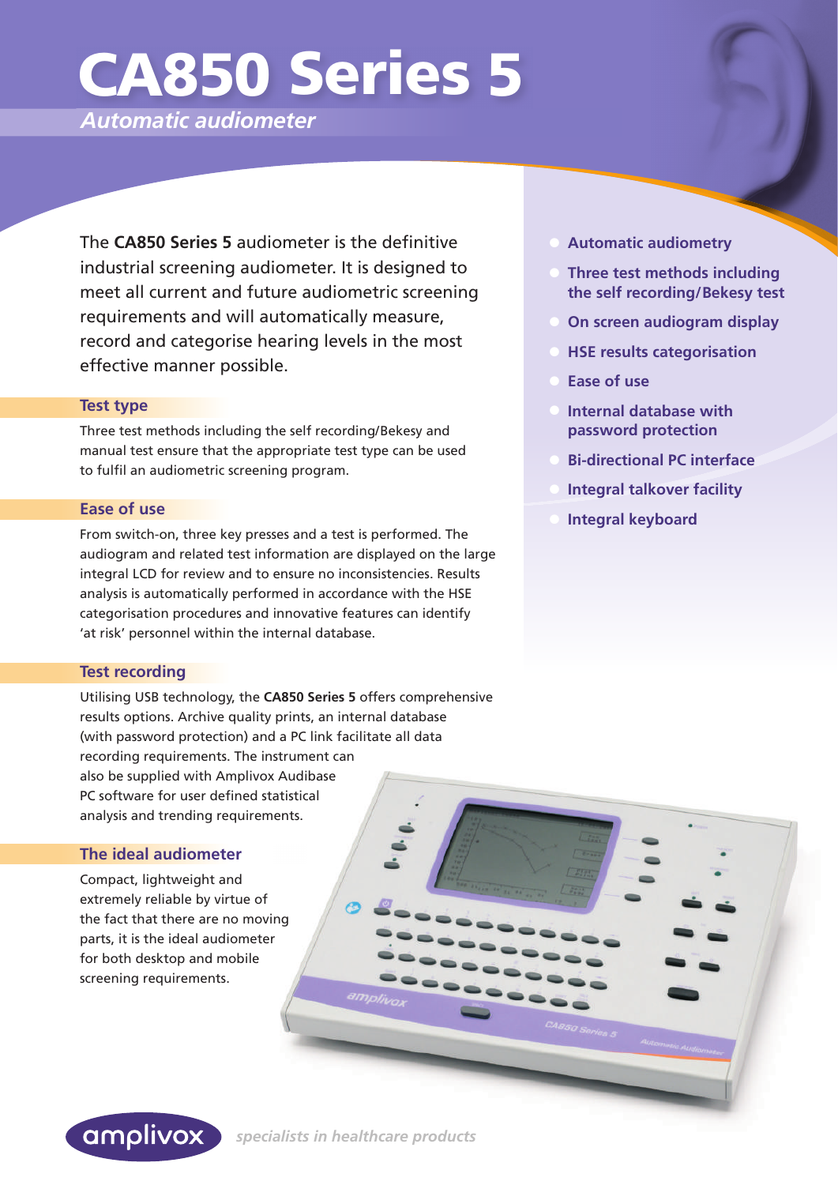# CA850 Series 5

*Automatic audiometer*

The **CA850 Series 5** audiometer is the definitive industrial screening audiometer. It is designed to meet all current and future audiometric screening requirements and will automatically measure, record and categorise hearing levels in the most effective manner possible.

- **Automatic audiometry**
- **Three test methods including the self recording/Bekesy test**
- **On screen audiogram display**
- **HSE results categorisation**
- **Ease of use**
- **Internal database with password protection**
- **Bi-directional PC interface**
- **Integral talkover facility**
- **Integral keyboard**

## Test type

Three test methods including the self recording/Bekesy and manual test ensure that the appropriate test type can be used to fulfil an audiometric screening program.

## Ease of use

From switch-on, three key presses and a test is performed. The audiogram and related test information are displayed on the large integral LCD for review and to ensure no inconsistencies. Results analysis is automatically performed in accordance with the HSE categorisation procedures and innovative features can identify 'at risk' personnel within the internal database.

## Test recording

Utilising USB technology, the **CA850 Series 5** offers comprehensive results options. Archive quality prints, an internal database (with password protection) and a PC link facilitate all data recording requirements. The instrument can also be supplied with Amplivox Audibase PC software for user defined statistical analysis and trending requirements.

## The ideal audiometer

Compact, lightweight and extremely reliable by virtue of the fact that there are no moving parts, it is the ideal audiometer for both desktop and mobile screening requirements.

amplivox *specialists in healthcare products*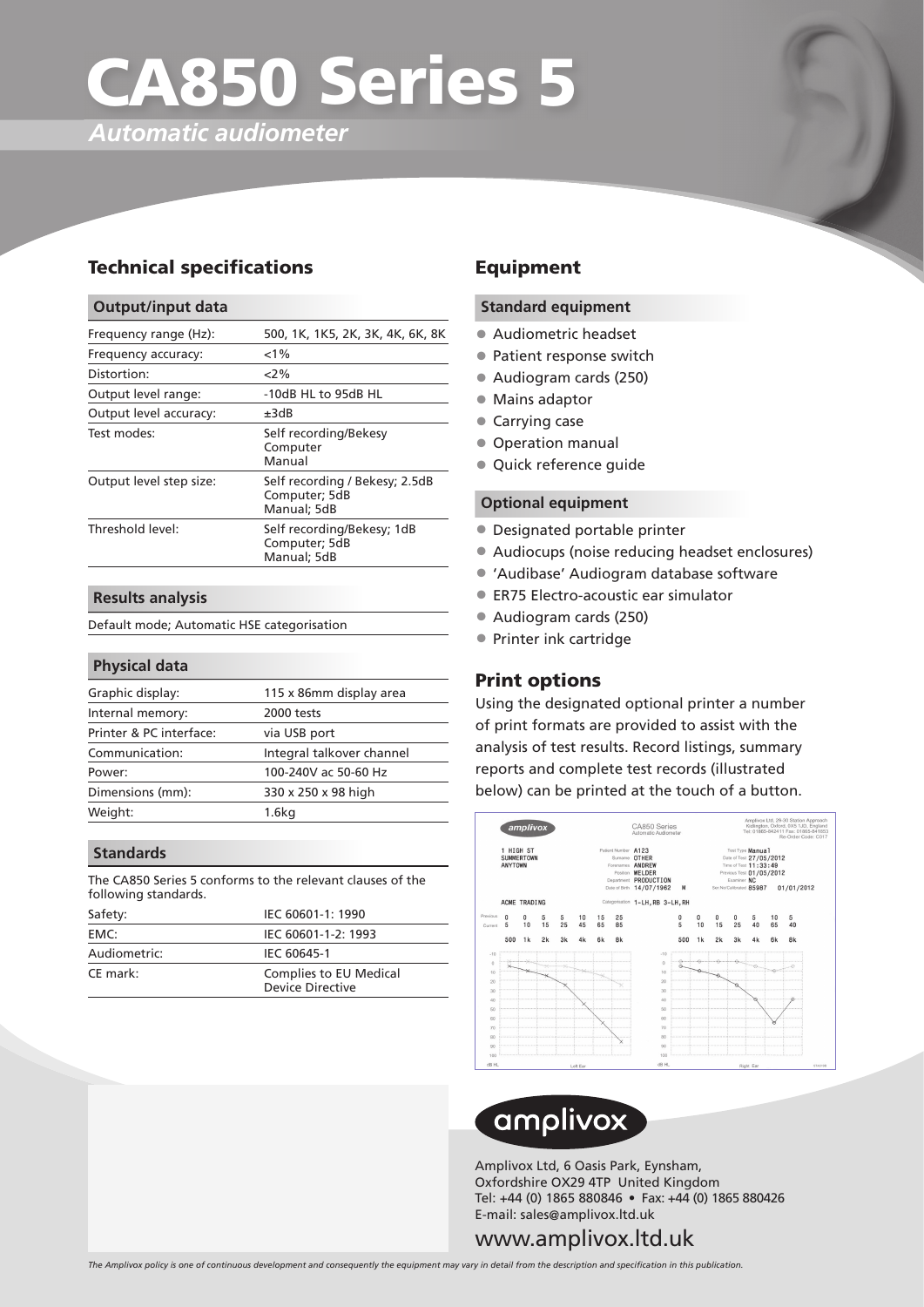# CA850 Series 5

*Automatic audiometer*

## Technical specifications

### Output/input data

| | |
|---|---|
| Frequency range (Hz): | 500, 1K, 1K5, 2K, 3K, 4K, 6K, 8K |
| Frequency accuracy: | <1% |
| Distortion: | <2% |
| Output level range: | -10dB HL to 95dB HL |
| Output level accuracy: | ±3dB |
| Test modes: | Self recording/Bekesy<br>Computer<br>Manual |
| Output level step size: | Self recording / Bekesy; 2.5dB<br>Computer; 5dB<br>Manual; 5dB |
| Threshold level: | Self recording/Bekesy; 1dB<br>Computer; 5dB<br>Manual; 5dB |

### Results analysis

Default mode; Automatic HSE categorisation

### Physical data

| | |
|---|---|
| Graphic display: | 115 x 86mm display area |
| Internal memory: | 2000 tests |
| Printer & PC interface: | via USB port |
| Communication: | Integral talkover channel |
| Power: | 100-240V ac 50-60 Hz |
| Dimensions (mm): | 330 x 250 x 98 high |
| Weight: | 1.6kg |

### Standards

The CA850 Series 5 conforms to the relevant clauses of the following standards.

| | |
|---|---|
| Safety: | IEC 60601-1: 1990 |
| EMC: | IEC 60601-1-2: 1993 |
| Audiometric: | IEC 60645-1 |
| CE mark: | Complies to EU Medical Device Directive |

## Equipment

### Standard equipment

- Audiometric headset
- Patient response switch
- Audiogram cards (250)
- Mains adaptor
- Carrying case
- Operation manual
- Quick reference guide

### Optional equipment

- Designated portable printer
- Audiocups (noise reducing headset enclosures)
- 'Audibase' Audiogram database software
- ER75 Electro-acoustic ear simulator
- Audiogram cards (250)
- Printer ink cartridge

## Print options

Using the designated optional printer a number of print formats are provided to assist with the analysis of test results. Record listings, summary reports and complete test records (illustrated below) can be printed at the touch of a button.

amplivox

Amplivox Ltd, 6 Oasis Park, Eynsham,
Oxfordshire OX29 4TP United Kingdom
Tel: +44 (0) 1865 880846 • Fax: +44 (0) 1865 880426
E-mail: sales@amplivox.ltd.uk

www.amplivox.ltd.uk

*The Amplivox policy is one of continuous development and consequently the equipment may vary in detail from the description and specification in this publication.*